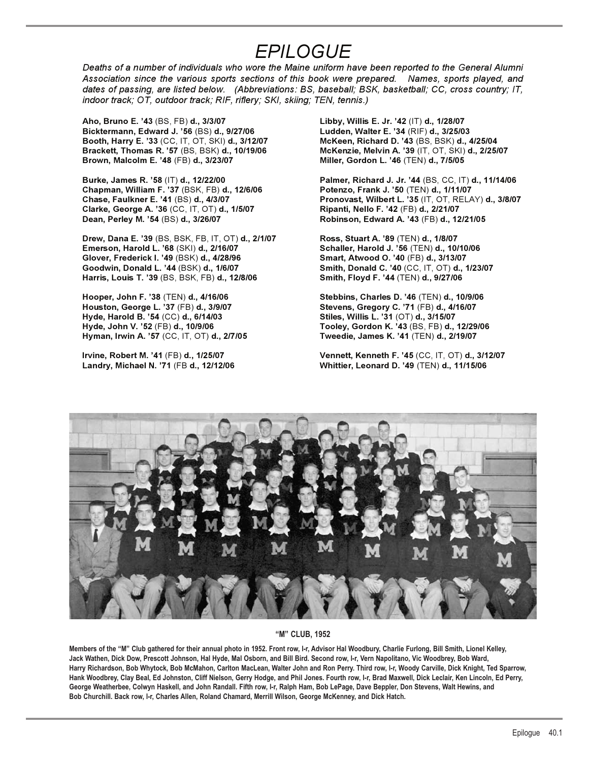# EPILOGUE

*Deaths of a number of individuals who wore the Maine uniform have been reported to the General Alumni Association since the various sports sections of this book were prepared. Names, sports played, and dates of passing, are listed below. (Abbreviations: BS, baseball; BSK, basketball; CC, cross country; IT, indoor track; OT, outdoor track; RIF, riflery; SKI, skiing; TEN, tennis.)*

**Aho, Bruno E. '43** (BS, FB) **d., 3/3/07**
**Bicktermann, Edward J. '56** (BS) **d., 9/27/06**
**Booth, Harry E. '33** (CC, IT, OT, SKI) **d., 3/12/07**
**Brackett, Thomas R. '57** (BS, BSK) **d., 10/19/06**
**Brown, Malcolm E. '48** (FB) **d., 3/23/07**

**Burke, James R. '58** (IT) **d., 12/22/00**
**Chapman, William F. '37** (BSK, FB) **d., 12/6/06**
**Chase, Faulkner E. '41** (BS) **d., 4/3/07**
**Clarke, George A. '36** (CC, IT, OT) **d., 1/5/07**
**Dean, Perley M. '54** (BS) **d., 3/26/07**

**Drew, Dana E. '39** (BS, BSK, FB, IT, OT) **d., 2/1/07**
**Emerson, Harold L. '68** (SKI) **d., 2/16/07**
**Glover, Frederick I. '49** (BSK) **d., 4/28/96**
**Goodwin, Donald L. '44** (BSK) **d., 1/6/07**
**Harris, Louis T. '39** (BS, BSK, FB) **d., 12/8/06**

**Hooper, John F. '38** (TEN) **d., 4/16/06**
**Houston, George L. '37** (FB) **d., 3/9/07**
**Hyde, Harold B. '54** (CC) **d., 6/14/03**
**Hyde, John V. '52** (FB) **d., 10/9/06**
**Hyman, Irwin A. '57** (CC, IT, OT) **d., 2/7/05**

**Irvine, Robert M. '41** (FB) **d., 1/25/07**
**Landry, Michael N. '71** (FB **d., 12/12/06**

**Libby, Willis E. Jr. '42** (IT) **d., 1/28/07**
**Ludden, Walter E. '34** (RIF) **d., 3/25/03**
**McKeen, Richard D. '43** (BS, BSK) **d., 4/25/04**
**McKenzie, Melvin A. '39** (IT, OT, SKI) **d., 2/25/07**
**Miller, Gordon L. '46** (TEN) **d., 7/5/05**

**Palmer, Richard J. Jr. '44** (BS, CC, IT) **d., 11/14/06**
**Potenzo, Frank J. '50** (TEN) **d., 1/11/07**
**Pronovast, Wilbert L. '35** (IT, OT, RELAY) **d., 3/8/07**
**Ripanti, Nello F. '42** (FB) **d., 2/21/07**
**Robinson, Edward A. '43** (FB) **d., 12/21/05**

**Ross, Stuart A. '89** (TEN) **d., 1/8/07**
**Schaller, Harold J. '56** (TEN) **d., 10/10/06**
**Smart, Atwood O. '40** (FB) **d., 3/13/07**
**Smith, Donald C. '40** (CC, IT, OT) **d., 1/23/07**
**Smith, Floyd F. '44** (TEN) **d., 9/27/06**

**Stebbins, Charles D. '46** (TEN) **d., 10/9/06**
**Stevens, Gregory C. '71** (FB) **d., 4/16/07**
**Stiles, Willis L. '31** (OT) **d., 3/15/07**
**Tooley, Gordon K. '43** (BS, FB) **d., 12/29/06**
**Tweedie, James K. '41** (TEN) **d., 2/19/07**

**Vennett, Kenneth F. '45** (CC, IT, OT) **d., 3/12/07**
**Whittier, Leonard D. '49** (TEN) **d., 11/15/06**

**"M" CLUB, 1952**

**Members of the "M" Club gathered for their annual photo in 1952. Front row, l-r, Advisor Hal Woodbury, Charlie Furlong, Bill Smith, Lionel Kelley, Jack Wathen, Dick Dow, Prescott Johnson, Hal Hyde, Mal Osborn, and Bill Bird. Second row, l-r, Vern Napolitano, Vic Woodbrey, Bob Ward, Harry Richardson, Bob Whytock, Bob McMahon, Carlton MacLean, Walter John and Ron Perry. Third row, l-r, Woody Carville, Dick Knight, Ted Sparrow, Hank Woodbrey, Clay Beal, Ed Johnston, Cliff Nielson, Gerry Hodge, and Phil Jones. Fourth row, l-r, Brad Maxwell, Dick Leclair, Ken Lincoln, Ed Perry, George Weatherbee, Colwyn Haskell, and John Randall. Fifth row, l-r, Ralph Ham, Bob LePage, Dave Beppler, Don Stevens, Walt Hewins, and Bob Churchill. Back row, l-r, Charles Allen, Roland Chamard, Merrill Wilson, George McKenney, and Dick Hatch.**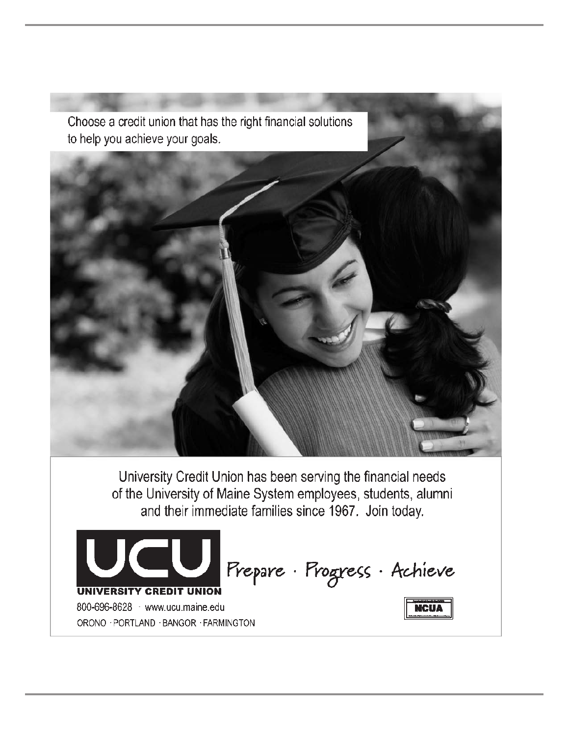Choose a credit union that has the right financial solutions to help you achieve your goals.

University Credit Union has been serving the financial needs of the University of Maine System employees, students, alumni and their immediate families since 1967. Join today.

**UCU**

**UNIVERSITY CREDIT UNION**

*Prepare · Progress · Achieve*

800-696-8628 · www.ucu.maine.edu

ORONO · PORTLAND · BANGOR · FARMINGTON

NCUA